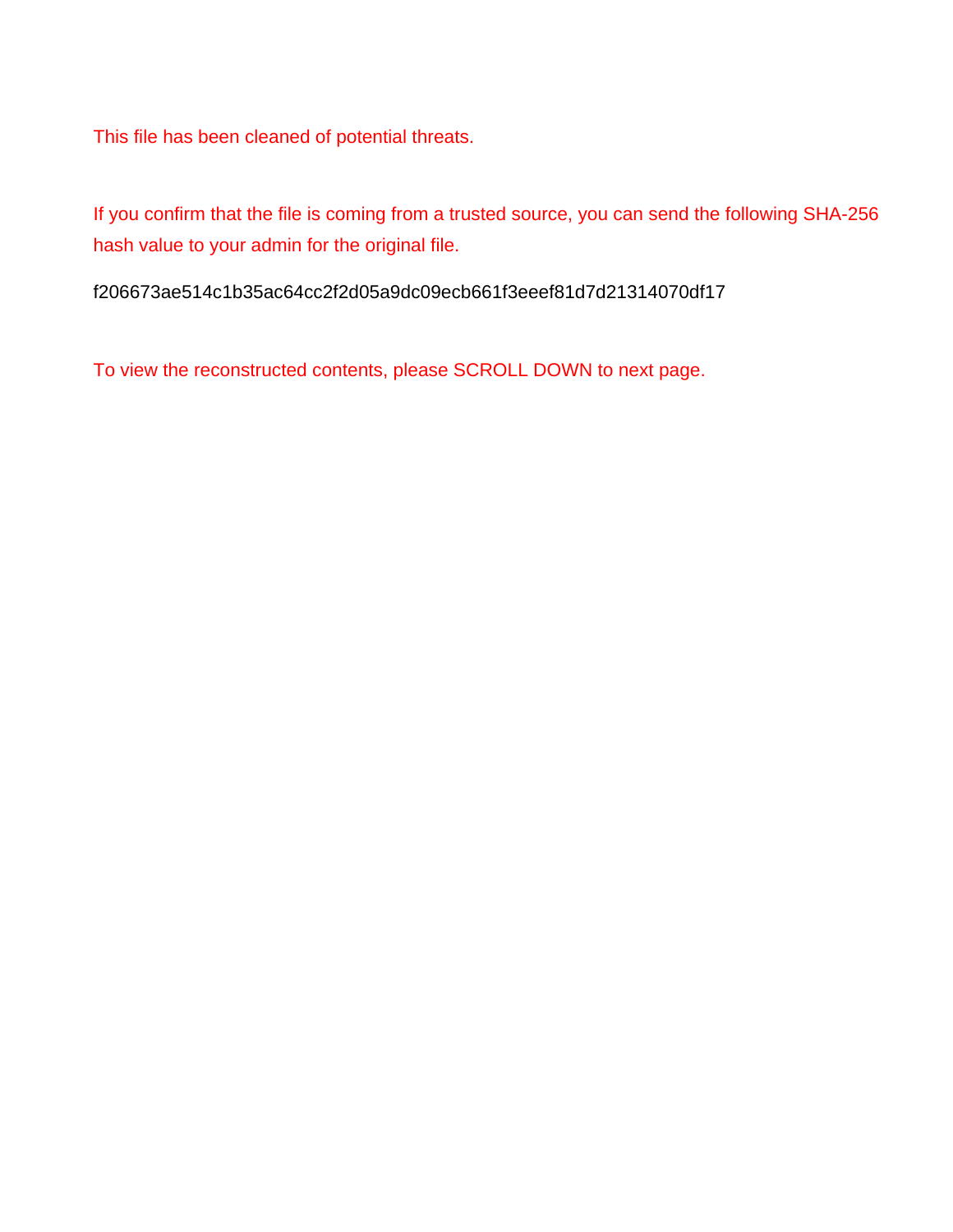This file has been cleaned of potential threats.

If you confirm that the file is coming from a trusted source, you can send the following SHA-256 hash value to your admin for the original file.

f206673ae514c1b35ac64cc2f2d05a9dc09ecb661f3eeef81d7d21314070df17

To view the reconstructed contents, please SCROLL DOWN to next page.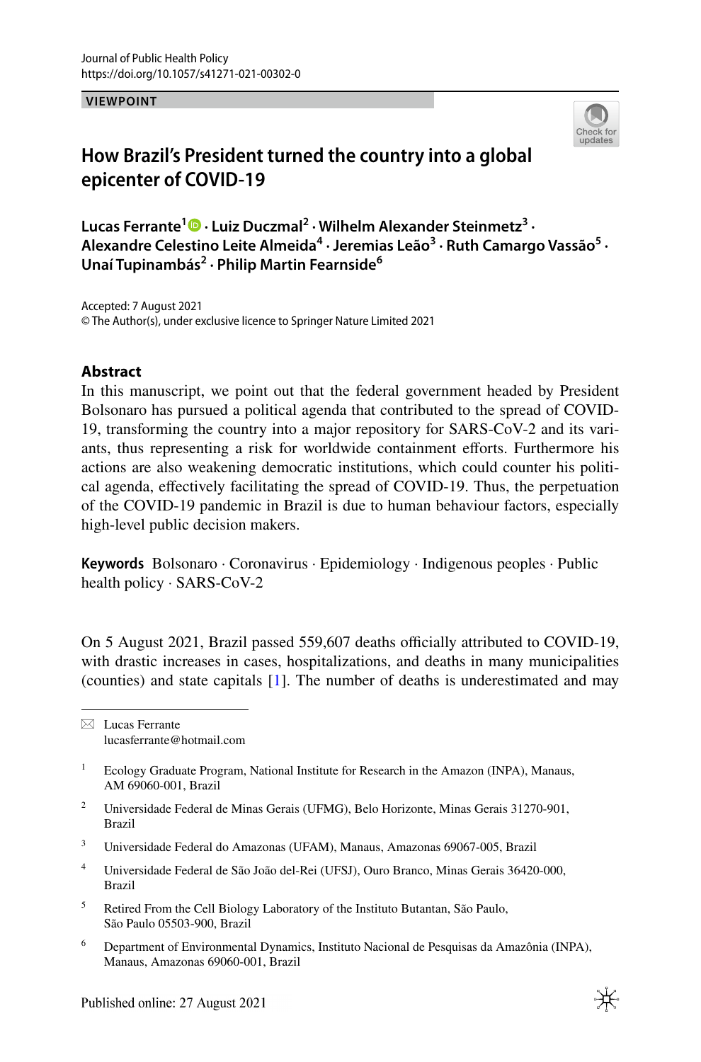Journal of Public Health Policy
https://doi.org/10.1057/s41271-021-00302-0

**VIEWPOINT**

# How Brazil's President turned the country into a global epicenter of COVID-19

**Lucas Ferrante[1] · Luiz Duczmal[2] · Wilhelm Alexander Steinmetz[3] · Alexandre Celestino Leite Almeida[4] · Jeremias Leão[3] · Ruth Camargo Vassão[5] · Unaí Tupinambás[2] · Philip Martin Fearnside[6]**

Accepted: 7 August 2021
© The Author(s), under exclusive licence to Springer Nature Limited 2021

## Abstract

In this manuscript, we point out that the federal government headed by President Bolsonaro has pursued a political agenda that contributed to the spread of COVID-19, transforming the country into a major repository for SARS-CoV-2 and its variants, thus representing a risk for worldwide containment efforts. Furthermore his actions are also weakening democratic institutions, which could counter his political agenda, effectively facilitating the spread of COVID-19. Thus, the perpetuation of the COVID-19 pandemic in Brazil is due to human behaviour factors, especially high-level public decision makers.

**Keywords** Bolsonaro · Coronavirus · Epidemiology · Indigenous peoples · Public health policy · SARS-CoV-2

On 5 August 2021, Brazil passed 559,607 deaths officially attributed to COVID-19, with drastic increases in cases, hospitalizations, and deaths in many municipalities (counties) and state capitals [1]. The number of deaths is underestimated and may

---

✉ Lucas Ferrante
lucasferrante@hotmail.com

1 Ecology Graduate Program, National Institute for Research in the Amazon (INPA), Manaus, AM 69060-001, Brazil

2 Universidade Federal de Minas Gerais (UFMG), Belo Horizonte, Minas Gerais 31270-901, Brazil

3 Universidade Federal do Amazonas (UFAM), Manaus, Amazonas 69067-005, Brazil

4 Universidade Federal de São João del-Rei (UFSJ), Ouro Branco, Minas Gerais 36420-000, Brazil

5 Retired From the Cell Biology Laboratory of the Instituto Butantan, São Paulo, São Paulo 05503-900, Brazil

6 Department of Environmental Dynamics, Instituto Nacional de Pesquisas da Amazônia (INPA), Manaus, Amazonas 69060-001, Brazil

Published online: 27 August 2021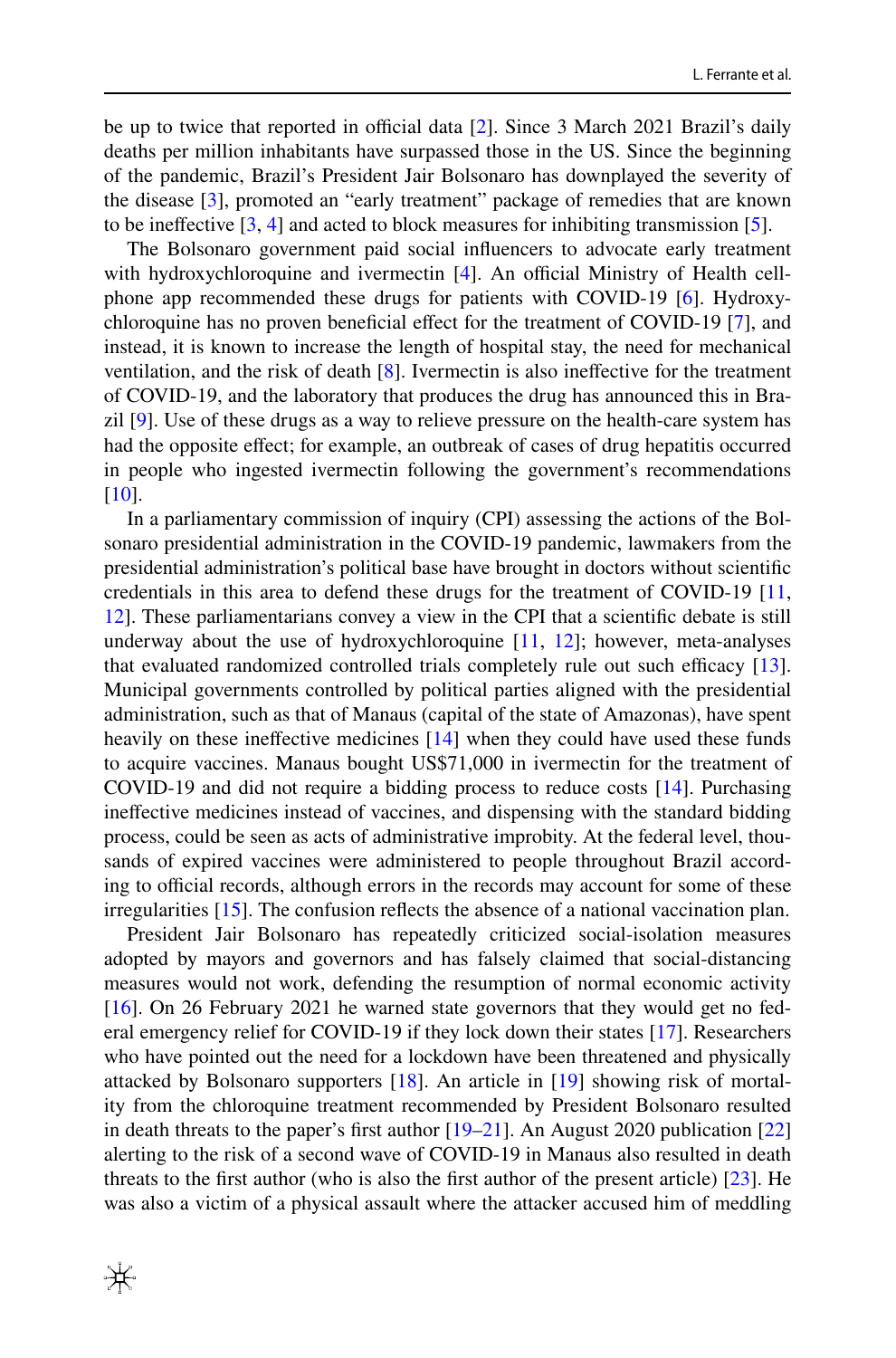be up to twice that reported in official data [2]. Since 3 March 2021 Brazil's daily deaths per million inhabitants have surpassed those in the US. Since the beginning of the pandemic, Brazil's President Jair Bolsonaro has downplayed the severity of the disease [3], promoted an "early treatment" package of remedies that are known to be ineffective [3, 4] and acted to block measures for inhibiting transmission [5].

The Bolsonaro government paid social influencers to advocate early treatment with hydroxychloroquine and ivermectin [4]. An official Ministry of Health cellphone app recommended these drugs for patients with COVID-19 [6]. Hydroxychloroquine has no proven beneficial effect for the treatment of COVID-19 [7], and instead, it is known to increase the length of hospital stay, the need for mechanical ventilation, and the risk of death [8]. Ivermectin is also ineffective for the treatment of COVID-19, and the laboratory that produces the drug has announced this in Brazil [9]. Use of these drugs as a way to relieve pressure on the health-care system has had the opposite effect; for example, an outbreak of cases of drug hepatitis occurred in people who ingested ivermectin following the government's recommendations [10].

In a parliamentary commission of inquiry (CPI) assessing the actions of the Bolsonaro presidential administration in the COVID-19 pandemic, lawmakers from the presidential administration's political base have brought in doctors without scientific credentials in this area to defend these drugs for the treatment of COVID-19 [11, 12]. These parliamentarians convey a view in the CPI that a scientific debate is still underway about the use of hydroxychloroquine [11, 12]; however, meta-analyses that evaluated randomized controlled trials completely rule out such efficacy [13]. Municipal governments controlled by political parties aligned with the presidential administration, such as that of Manaus (capital of the state of Amazonas), have spent heavily on these ineffective medicines [14] when they could have used these funds to acquire vaccines. Manaus bought US$71,000 in ivermectin for the treatment of COVID-19 and did not require a bidding process to reduce costs [14]. Purchasing ineffective medicines instead of vaccines, and dispensing with the standard bidding process, could be seen as acts of administrative improbity. At the federal level, thousands of expired vaccines were administered to people throughout Brazil according to official records, although errors in the records may account for some of these irregularities [15]. The confusion reflects the absence of a national vaccination plan.

President Jair Bolsonaro has repeatedly criticized social-isolation measures adopted by mayors and governors and has falsely claimed that social-distancing measures would not work, defending the resumption of normal economic activity [16]. On 26 February 2021 he warned state governors that they would get no federal emergency relief for COVID-19 if they lock down their states [17]. Researchers who have pointed out the need for a lockdown have been threatened and physically attacked by Bolsonaro supporters [18]. An article in [19] showing risk of mortality from the chloroquine treatment recommended by President Bolsonaro resulted in death threats to the paper's first author [19–21]. An August 2020 publication [22] alerting to the risk of a second wave of COVID-19 in Manaus also resulted in death threats to the first author (who is also the first author of the present article) [23]. He was also a victim of a physical assault where the attacker accused him of meddling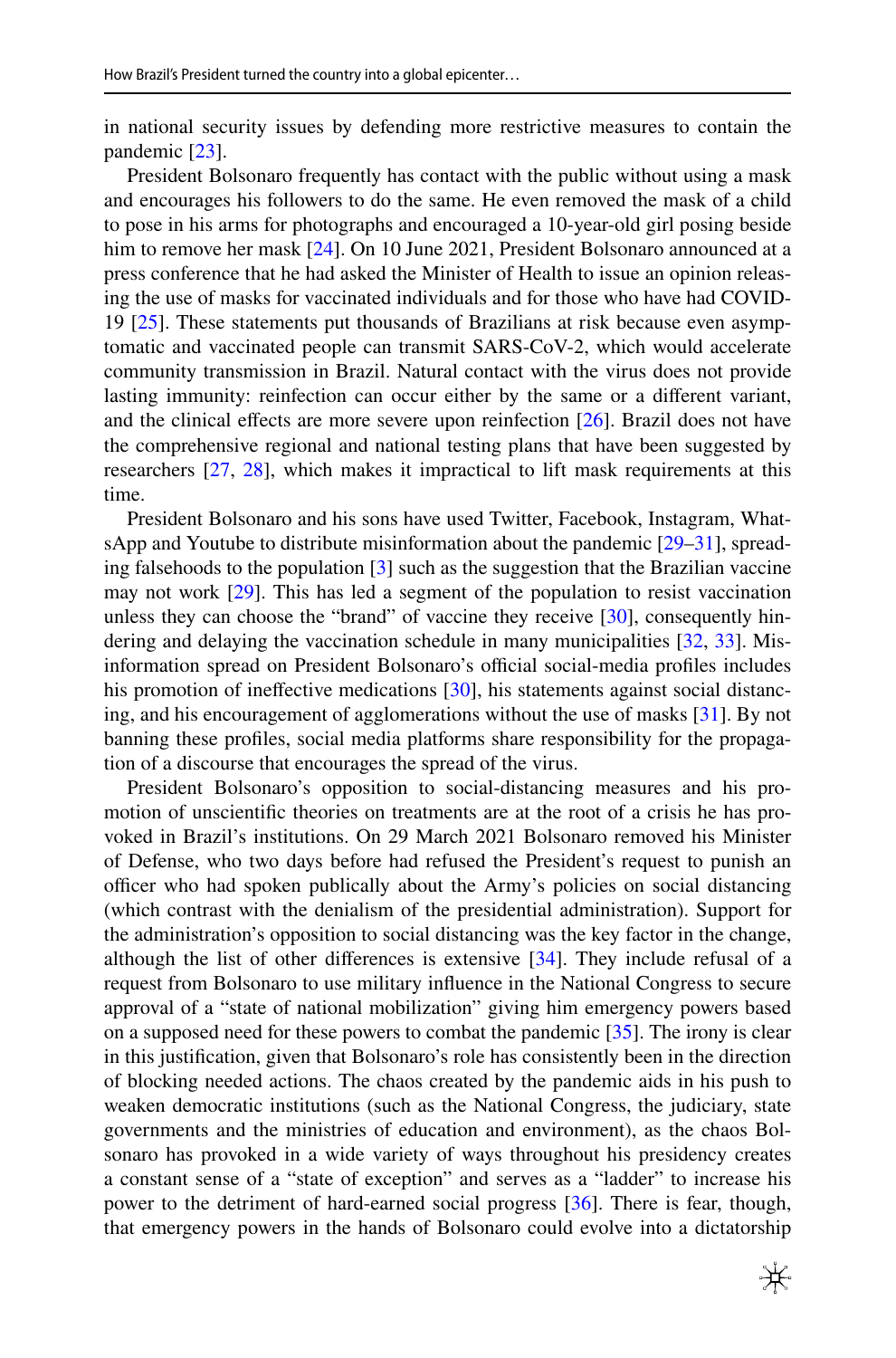in national security issues by defending more restrictive measures to contain the pandemic [23].

President Bolsonaro frequently has contact with the public without using a mask and encourages his followers to do the same. He even removed the mask of a child to pose in his arms for photographs and encouraged a 10-year-old girl posing beside him to remove her mask [24]. On 10 June 2021, President Bolsonaro announced at a press conference that he had asked the Minister of Health to issue an opinion releasing the use of masks for vaccinated individuals and for those who have had COVID-19 [25]. These statements put thousands of Brazilians at risk because even asymptomatic and vaccinated people can transmit SARS-CoV-2, which would accelerate community transmission in Brazil. Natural contact with the virus does not provide lasting immunity: reinfection can occur either by the same or a different variant, and the clinical effects are more severe upon reinfection [26]. Brazil does not have the comprehensive regional and national testing plans that have been suggested by researchers [27, 28], which makes it impractical to lift mask requirements at this time.

President Bolsonaro and his sons have used Twitter, Facebook, Instagram, WhatsApp and Youtube to distribute misinformation about the pandemic [29–31], spreading falsehoods to the population [3] such as the suggestion that the Brazilian vaccine may not work [29]. This has led a segment of the population to resist vaccination unless they can choose the "brand" of vaccine they receive [30], consequently hindering and delaying the vaccination schedule in many municipalities [32, 33]. Misinformation spread on President Bolsonaro's official social-media profiles includes his promotion of ineffective medications [30], his statements against social distancing, and his encouragement of agglomerations without the use of masks [31]. By not banning these profiles, social media platforms share responsibility for the propagation of a discourse that encourages the spread of the virus.

President Bolsonaro's opposition to social-distancing measures and his promotion of unscientific theories on treatments are at the root of a crisis he has provoked in Brazil's institutions. On 29 March 2021 Bolsonaro removed his Minister of Defense, who two days before had refused the President's request to punish an officer who had spoken publically about the Army's policies on social distancing (which contrast with the denialism of the presidential administration). Support for the administration's opposition to social distancing was the key factor in the change, although the list of other differences is extensive [34]. They include refusal of a request from Bolsonaro to use military influence in the National Congress to secure approval of a "state of national mobilization" giving him emergency powers based on a supposed need for these powers to combat the pandemic [35]. The irony is clear in this justification, given that Bolsonaro's role has consistently been in the direction of blocking needed actions. The chaos created by the pandemic aids in his push to weaken democratic institutions (such as the National Congress, the judiciary, state governments and the ministries of education and environment), as the chaos Bolsonaro has provoked in a wide variety of ways throughout his presidency creates a constant sense of a "state of exception" and serves as a "ladder" to increase his power to the detriment of hard-earned social progress [36]. There is fear, though, that emergency powers in the hands of Bolsonaro could evolve into a dictatorship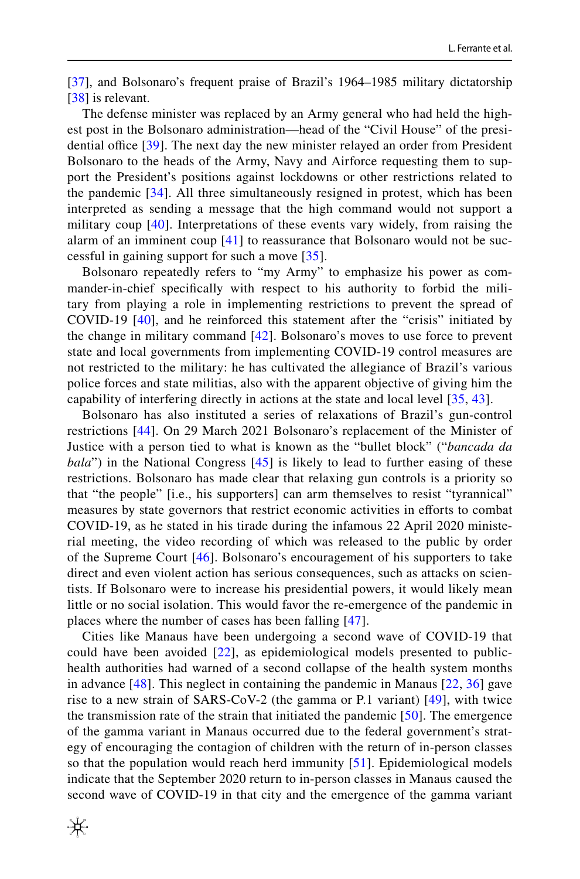[37], and Bolsonaro's frequent praise of Brazil's 1964–1985 military dictatorship [38] is relevant.

The defense minister was replaced by an Army general who had held the highest post in the Bolsonaro administration—head of the "Civil House" of the presidential office [39]. The next day the new minister relayed an order from President Bolsonaro to the heads of the Army, Navy and Airforce requesting them to support the President's positions against lockdowns or other restrictions related to the pandemic [34]. All three simultaneously resigned in protest, which has been interpreted as sending a message that the high command would not support a military coup [40]. Interpretations of these events vary widely, from raising the alarm of an imminent coup [41] to reassurance that Bolsonaro would not be successful in gaining support for such a move [35].

Bolsonaro repeatedly refers to "my Army" to emphasize his power as commander-in-chief specifically with respect to his authority to forbid the military from playing a role in implementing restrictions to prevent the spread of COVID-19 [40], and he reinforced this statement after the "crisis" initiated by the change in military command [42]. Bolsonaro's moves to use force to prevent state and local governments from implementing COVID-19 control measures are not restricted to the military: he has cultivated the allegiance of Brazil's various police forces and state militias, also with the apparent objective of giving him the capability of interfering directly in actions at the state and local level [35, 43].

Bolsonaro has also instituted a series of relaxations of Brazil's gun-control restrictions [44]. On 29 March 2021 Bolsonaro's replacement of the Minister of Justice with a person tied to what is known as the "bullet block" ("*bancada da bala*") in the National Congress [45] is likely to lead to further easing of these restrictions. Bolsonaro has made clear that relaxing gun controls is a priority so that "the people" [i.e., his supporters] can arm themselves to resist "tyrannical" measures by state governors that restrict economic activities in efforts to combat COVID-19, as he stated in his tirade during the infamous 22 April 2020 ministerial meeting, the video recording of which was released to the public by order of the Supreme Court [46]. Bolsonaro's encouragement of his supporters to take direct and even violent action has serious consequences, such as attacks on scientists. If Bolsonaro were to increase his presidential powers, it would likely mean little or no social isolation. This would favor the re-emergence of the pandemic in places where the number of cases has been falling [47].

Cities like Manaus have been undergoing a second wave of COVID-19 that could have been avoided [22], as epidemiological models presented to public-health authorities had warned of a second collapse of the health system months in advance [48]. This neglect in containing the pandemic in Manaus [22, 36] gave rise to a new strain of SARS-CoV-2 (the gamma or P.1 variant) [49], with twice the transmission rate of the strain that initiated the pandemic [50]. The emergence of the gamma variant in Manaus occurred due to the federal government's strategy of encouraging the contagion of children with the return of in-person classes so that the population would reach herd immunity [51]. Epidemiological models indicate that the September 2020 return to in-person classes in Manaus caused the second wave of COVID-19 in that city and the emergence of the gamma variant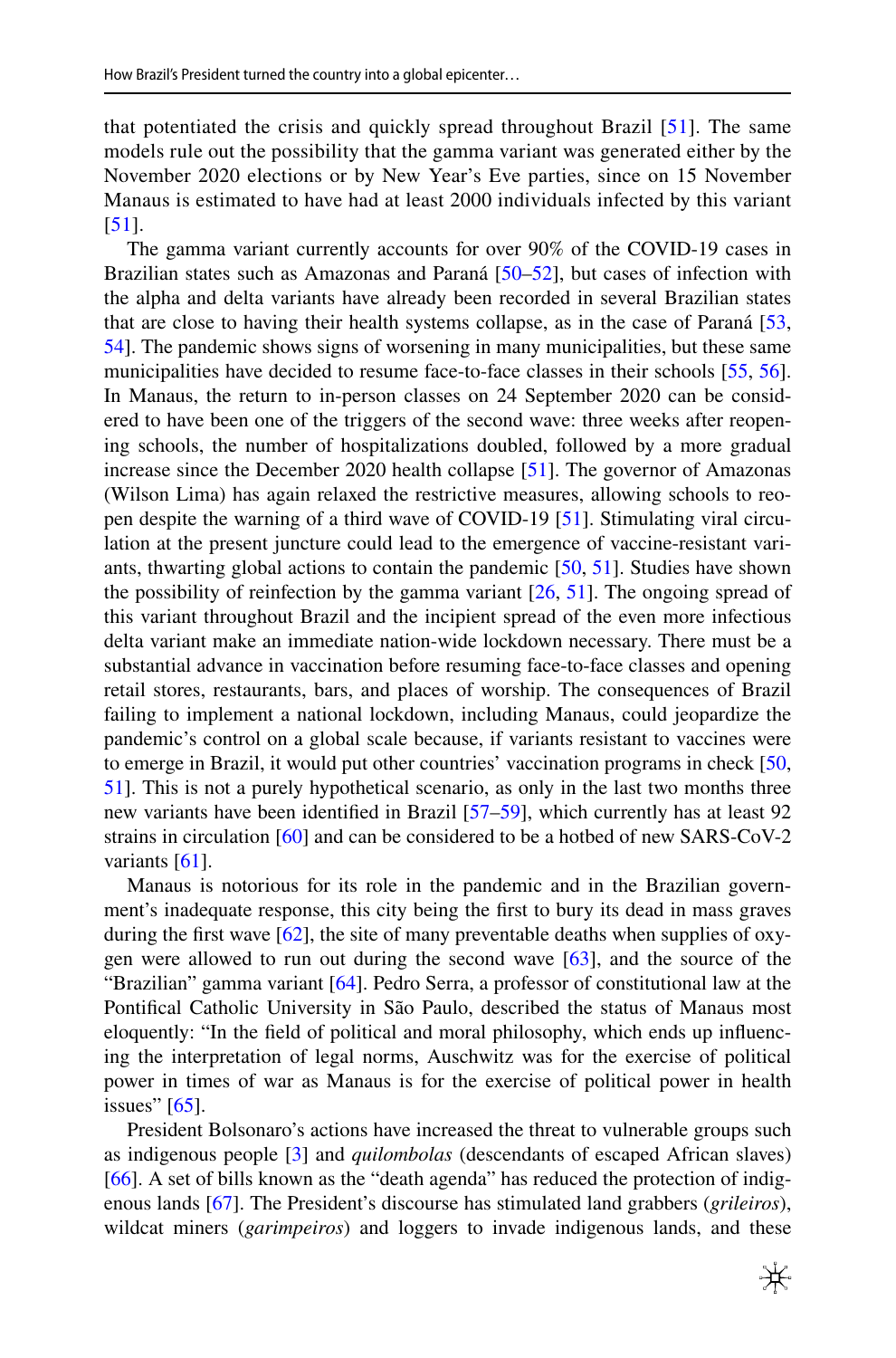that potentiated the crisis and quickly spread throughout Brazil [51]. The same models rule out the possibility that the gamma variant was generated either by the November 2020 elections or by New Year's Eve parties, since on 15 November Manaus is estimated to have had at least 2000 individuals infected by this variant [51].

The gamma variant currently accounts for over 90% of the COVID-19 cases in Brazilian states such as Amazonas and Paraná [50–52], but cases of infection with the alpha and delta variants have already been recorded in several Brazilian states that are close to having their health systems collapse, as in the case of Paraná [53, 54]. The pandemic shows signs of worsening in many municipalities, but these same municipalities have decided to resume face-to-face classes in their schools [55, 56]. In Manaus, the return to in-person classes on 24 September 2020 can be considered to have been one of the triggers of the second wave: three weeks after reopening schools, the number of hospitalizations doubled, followed by a more gradual increase since the December 2020 health collapse [51]. The governor of Amazonas (Wilson Lima) has again relaxed the restrictive measures, allowing schools to reopen despite the warning of a third wave of COVID-19 [51]. Stimulating viral circulation at the present juncture could lead to the emergence of vaccine-resistant variants, thwarting global actions to contain the pandemic [50, 51]. Studies have shown the possibility of reinfection by the gamma variant [26, 51]. The ongoing spread of this variant throughout Brazil and the incipient spread of the even more infectious delta variant make an immediate nation-wide lockdown necessary. There must be a substantial advance in vaccination before resuming face-to-face classes and opening retail stores, restaurants, bars, and places of worship. The consequences of Brazil failing to implement a national lockdown, including Manaus, could jeopardize the pandemic's control on a global scale because, if variants resistant to vaccines were to emerge in Brazil, it would put other countries' vaccination programs in check [50, 51]. This is not a purely hypothetical scenario, as only in the last two months three new variants have been identified in Brazil [57–59], which currently has at least 92 strains in circulation [60] and can be considered to be a hotbed of new SARS-CoV-2 variants [61].

Manaus is notorious for its role in the pandemic and in the Brazilian government's inadequate response, this city being the first to bury its dead in mass graves during the first wave [62], the site of many preventable deaths when supplies of oxygen were allowed to run out during the second wave [63], and the source of the "Brazilian" gamma variant [64]. Pedro Serra, a professor of constitutional law at the Pontifical Catholic University in São Paulo, described the status of Manaus most eloquently: "In the field of political and moral philosophy, which ends up influencing the interpretation of legal norms, Auschwitz was for the exercise of political power in times of war as Manaus is for the exercise of political power in health issues" [65].

President Bolsonaro's actions have increased the threat to vulnerable groups such as indigenous people [3] and *quilombolas* (descendants of escaped African slaves) [66]. A set of bills known as the "death agenda" has reduced the protection of indigenous lands [67]. The President's discourse has stimulated land grabbers (*grileiros*), wildcat miners (*garimpeiros*) and loggers to invade indigenous lands, and these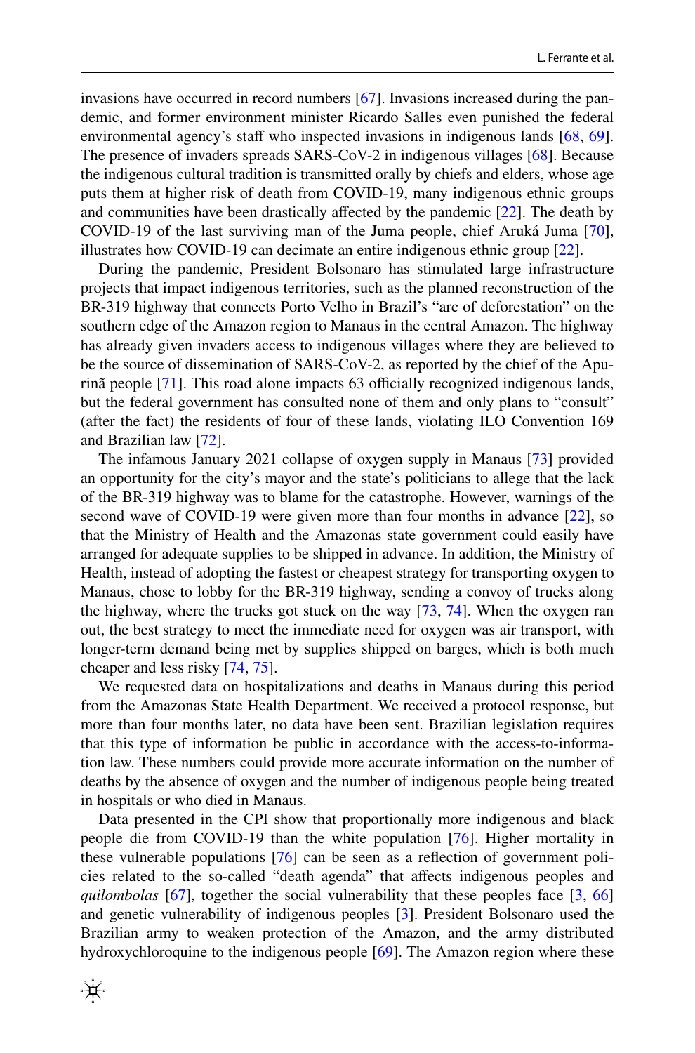invasions have occurred in record numbers [67]. Invasions increased during the pandemic, and former environment minister Ricardo Salles even punished the federal environmental agency's staff who inspected invasions in indigenous lands [68, 69]. The presence of invaders spreads SARS-CoV-2 in indigenous villages [68]. Because the indigenous cultural tradition is transmitted orally by chiefs and elders, whose age puts them at higher risk of death from COVID-19, many indigenous ethnic groups and communities have been drastically affected by the pandemic [22]. The death by COVID-19 of the last surviving man of the Juma people, chief Aruká Juma [70], illustrates how COVID-19 can decimate an entire indigenous ethnic group [22].

During the pandemic, President Bolsonaro has stimulated large infrastructure projects that impact indigenous territories, such as the planned reconstruction of the BR-319 highway that connects Porto Velho in Brazil's "arc of deforestation" on the southern edge of the Amazon region to Manaus in the central Amazon. The highway has already given invaders access to indigenous villages where they are believed to be the source of dissemination of SARS-CoV-2, as reported by the chief of the Apurinã people [71]. This road alone impacts 63 officially recognized indigenous lands, but the federal government has consulted none of them and only plans to "consult" (after the fact) the residents of four of these lands, violating ILO Convention 169 and Brazilian law [72].

The infamous January 2021 collapse of oxygen supply in Manaus [73] provided an opportunity for the city's mayor and the state's politicians to allege that the lack of the BR-319 highway was to blame for the catastrophe. However, warnings of the second wave of COVID-19 were given more than four months in advance [22], so that the Ministry of Health and the Amazonas state government could easily have arranged for adequate supplies to be shipped in advance. In addition, the Ministry of Health, instead of adopting the fastest or cheapest strategy for transporting oxygen to Manaus, chose to lobby for the BR-319 highway, sending a convoy of trucks along the highway, where the trucks got stuck on the way [73, 74]. When the oxygen ran out, the best strategy to meet the immediate need for oxygen was air transport, with longer-term demand being met by supplies shipped on barges, which is both much cheaper and less risky [74, 75].

We requested data on hospitalizations and deaths in Manaus during this period from the Amazonas State Health Department. We received a protocol response, but more than four months later, no data have been sent. Brazilian legislation requires that this type of information be public in accordance with the access-to-information law. These numbers could provide more accurate information on the number of deaths by the absence of oxygen and the number of indigenous people being treated in hospitals or who died in Manaus.

Data presented in the CPI show that proportionally more indigenous and black people die from COVID-19 than the white population [76]. Higher mortality in these vulnerable populations [76] can be seen as a reflection of government policies related to the so-called "death agenda" that affects indigenous peoples and *quilombolas* [67], together the social vulnerability that these peoples face [3, 66] and genetic vulnerability of indigenous peoples [3]. President Bolsonaro used the Brazilian army to weaken protection of the Amazon, and the army distributed hydroxychloroquine to the indigenous people [69]. The Amazon region where these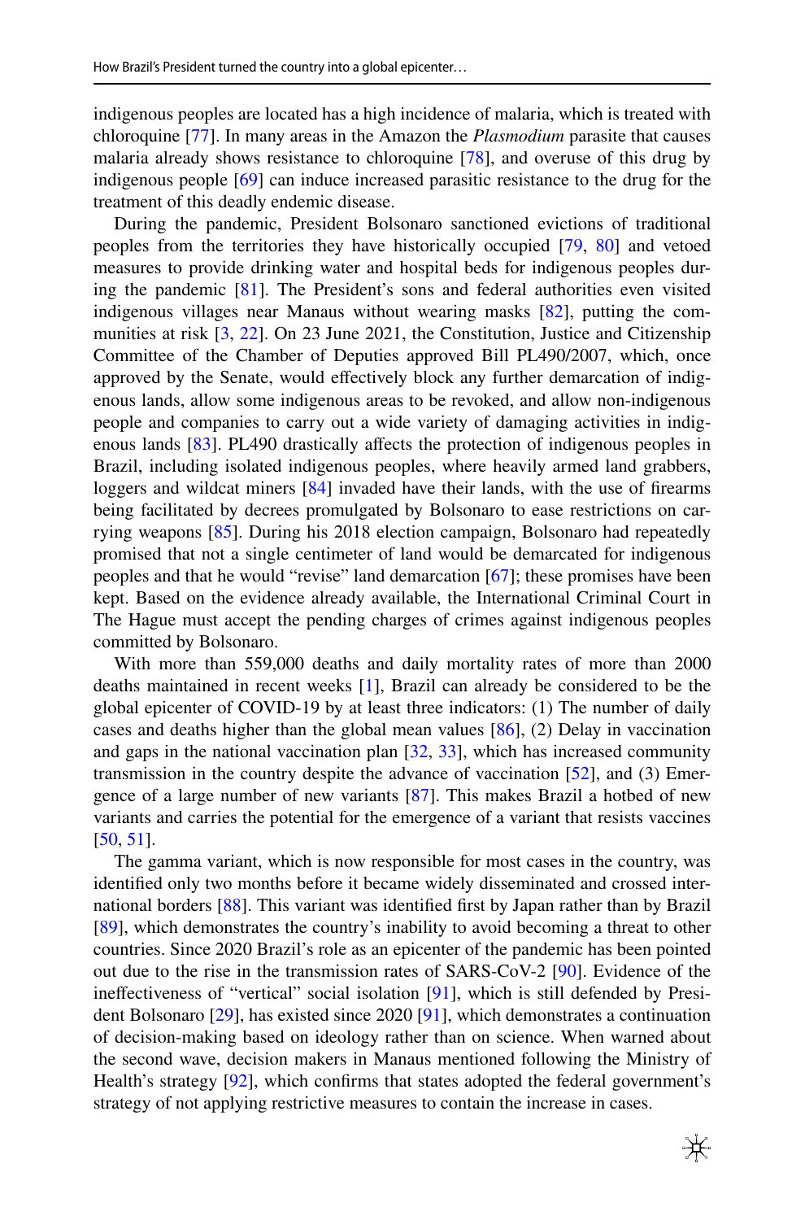indigenous peoples are located has a high incidence of malaria, which is treated with chloroquine [77]. In many areas in the Amazon the *Plasmodium* parasite that causes malaria already shows resistance to chloroquine [78], and overuse of this drug by indigenous people [69] can induce increased parasitic resistance to the drug for the treatment of this deadly endemic disease.

During the pandemic, President Bolsonaro sanctioned evictions of traditional peoples from the territories they have historically occupied [79, 80] and vetoed measures to provide drinking water and hospital beds for indigenous peoples during the pandemic [81]. The President's sons and federal authorities even visited indigenous villages near Manaus without wearing masks [82], putting the communities at risk [3, 22]. On 23 June 2021, the Constitution, Justice and Citizenship Committee of the Chamber of Deputies approved Bill PL490/2007, which, once approved by the Senate, would effectively block any further demarcation of indigenous lands, allow some indigenous areas to be revoked, and allow non-indigenous people and companies to carry out a wide variety of damaging activities in indigenous lands [83]. PL490 drastically affects the protection of indigenous peoples in Brazil, including isolated indigenous peoples, where heavily armed land grabbers, loggers and wildcat miners [84] invaded have their lands, with the use of firearms being facilitated by decrees promulgated by Bolsonaro to ease restrictions on carrying weapons [85]. During his 2018 election campaign, Bolsonaro had repeatedly promised that not a single centimeter of land would be demarcated for indigenous peoples and that he would "revise" land demarcation [67]; these promises have been kept. Based on the evidence already available, the International Criminal Court in The Hague must accept the pending charges of crimes against indigenous peoples committed by Bolsonaro.

With more than 559,000 deaths and daily mortality rates of more than 2000 deaths maintained in recent weeks [1], Brazil can already be considered to be the global epicenter of COVID-19 by at least three indicators: (1) The number of daily cases and deaths higher than the global mean values [86], (2) Delay in vaccination and gaps in the national vaccination plan [32, 33], which has increased community transmission in the country despite the advance of vaccination [52], and (3) Emergence of a large number of new variants [87]. This makes Brazil a hotbed of new variants and carries the potential for the emergence of a variant that resists vaccines [50, 51].

The gamma variant, which is now responsible for most cases in the country, was identified only two months before it became widely disseminated and crossed international borders [88]. This variant was identified first by Japan rather than by Brazil [89], which demonstrates the country's inability to avoid becoming a threat to other countries. Since 2020 Brazil's role as an epicenter of the pandemic has been pointed out due to the rise in the transmission rates of SARS-CoV-2 [90]. Evidence of the ineffectiveness of "vertical" social isolation [91], which is still defended by President Bolsonaro [29], has existed since 2020 [91], which demonstrates a continuation of decision-making based on ideology rather than on science. When warned about the second wave, decision makers in Manaus mentioned following the Ministry of Health's strategy [92], which confirms that states adopted the federal government's strategy of not applying restrictive measures to contain the increase in cases.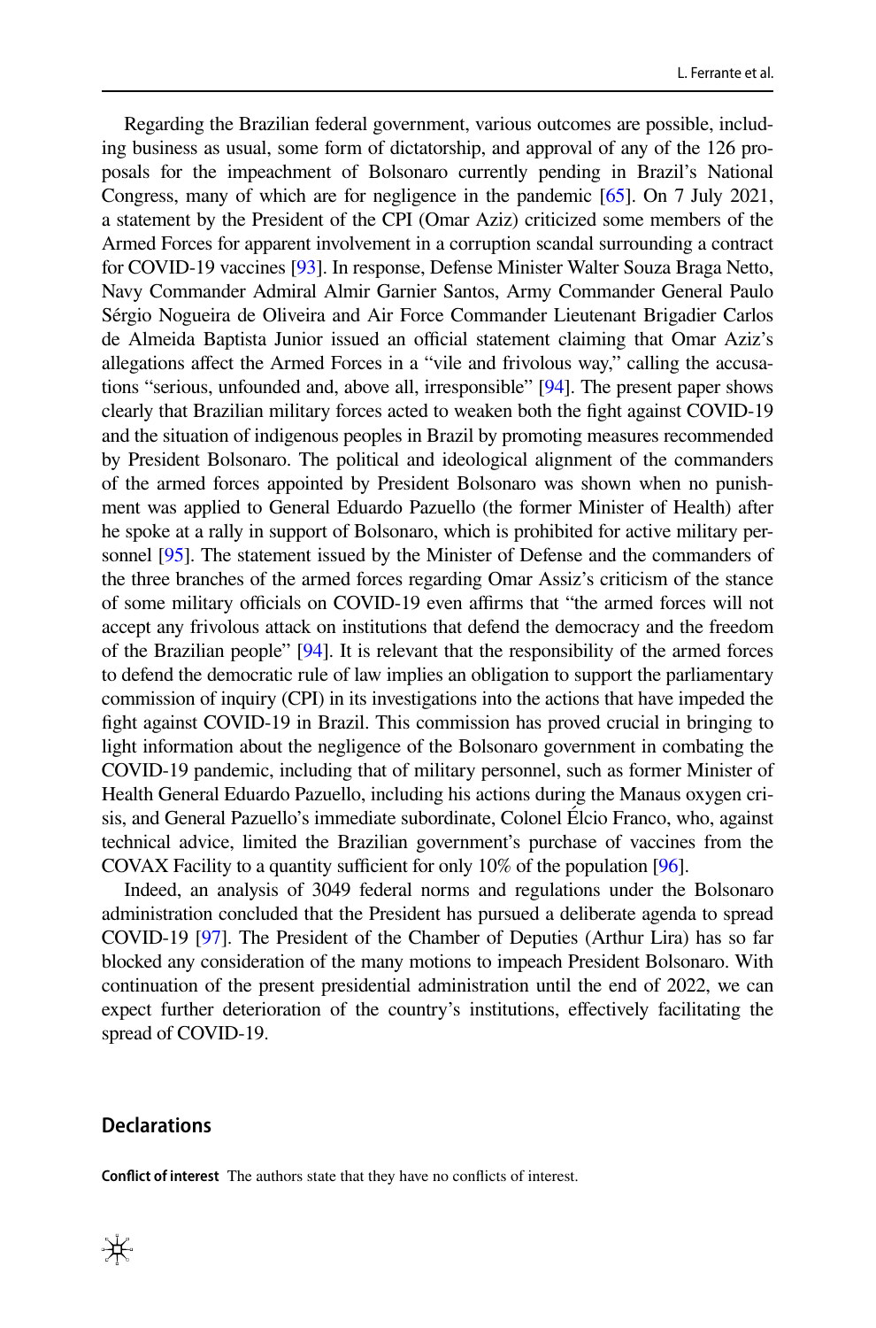Regarding the Brazilian federal government, various outcomes are possible, including business as usual, some form of dictatorship, and approval of any of the 126 proposals for the impeachment of Bolsonaro currently pending in Brazil's National Congress, many of which are for negligence in the pandemic [65]. On 7 July 2021, a statement by the President of the CPI (Omar Aziz) criticized some members of the Armed Forces for apparent involvement in a corruption scandal surrounding a contract for COVID-19 vaccines [93]. In response, Defense Minister Walter Souza Braga Netto, Navy Commander Admiral Almir Garnier Santos, Army Commander General Paulo Sérgio Nogueira de Oliveira and Air Force Commander Lieutenant Brigadier Carlos de Almeida Baptista Junior issued an official statement claiming that Omar Aziz's allegations affect the Armed Forces in a "vile and frivolous way," calling the accusations "serious, unfounded and, above all, irresponsible" [94]. The present paper shows clearly that Brazilian military forces acted to weaken both the fight against COVID-19 and the situation of indigenous peoples in Brazil by promoting measures recommended by President Bolsonaro. The political and ideological alignment of the commanders of the armed forces appointed by President Bolsonaro was shown when no punishment was applied to General Eduardo Pazuello (the former Minister of Health) after he spoke at a rally in support of Bolsonaro, which is prohibited for active military personnel [95]. The statement issued by the Minister of Defense and the commanders of the three branches of the armed forces regarding Omar Assiz's criticism of the stance of some military officials on COVID-19 even affirms that "the armed forces will not accept any frivolous attack on institutions that defend the democracy and the freedom of the Brazilian people" [94]. It is relevant that the responsibility of the armed forces to defend the democratic rule of law implies an obligation to support the parliamentary commission of inquiry (CPI) in its investigations into the actions that have impeded the fight against COVID-19 in Brazil. This commission has proved crucial in bringing to light information about the negligence of the Bolsonaro government in combating the COVID-19 pandemic, including that of military personnel, such as former Minister of Health General Eduardo Pazuello, including his actions during the Manaus oxygen crisis, and General Pazuello's immediate subordinate, Colonel Élcio Franco, who, against technical advice, limited the Brazilian government's purchase of vaccines from the COVAX Facility to a quantity sufficient for only 10% of the population [96].

Indeed, an analysis of 3049 federal norms and regulations under the Bolsonaro administration concluded that the President has pursued a deliberate agenda to spread COVID-19 [97]. The President of the Chamber of Deputies (Arthur Lira) has so far blocked any consideration of the many motions to impeach President Bolsonaro. With continuation of the present presidential administration until the end of 2022, we can expect further deterioration of the country's institutions, effectively facilitating the spread of COVID-19.

## Declarations

**Conflict of interest** The authors state that they have no conflicts of interest.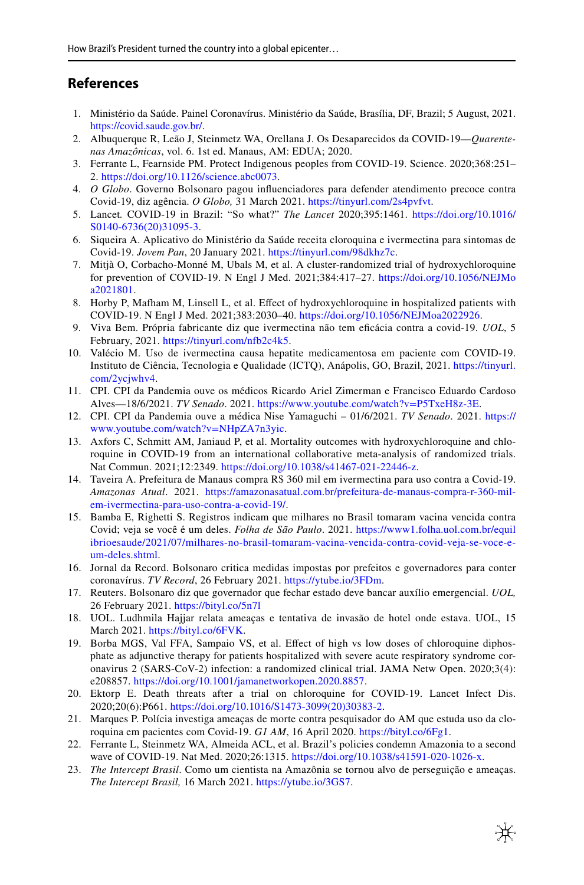## References

1. Ministério da Saúde. Painel Coronavírus. Ministério da Saúde, Brasília, DF, Brazil; 5 August, 2021. https://covid.saude.gov.br/.
2. Albuquerque R, Leão J, Steinmetz WA, Orellana J. Os Desaparecidos da COVID-19—*Quarentenas Amazônicas*, vol. 6. 1st ed. Manaus, AM: EDUA; 2020.
3. Ferrante L, Fearnside PM. Protect Indigenous peoples from COVID-19. Science. 2020;368:251–2. https://doi.org/10.1126/science.abc0073.
4. *O Globo*. Governo Bolsonaro pagou influenciadores para defender atendimento precoce contra Covid-19, diz agência. *O Globo,* 31 March 2021. https://tinyurl.com/2s4pvfvt.
5. Lancet. COVID-19 in Brazil: "So what?" *The Lancet* 2020;395:1461. https://doi.org/10.1016/S0140-6736(20)31095-3.
6. Siqueira A. Aplicativo do Ministério da Saúde receita cloroquina e ivermectina para sintomas de Covid-19. *Jovem Pan*, 20 January 2021. https://tinyurl.com/98dkhz7c.
7. Mitjà O, Corbacho-Monné M, Ubals M, et al. A cluster-randomized trial of hydroxychloroquine for prevention of COVID-19. N Engl J Med. 2021;384:417–27. https://doi.org/10.1056/NEJMoa2021801.
8. Horby P, Mafham M, Linsell L, et al. Effect of hydroxychloroquine in hospitalized patients with COVID-19. N Engl J Med. 2021;383:2030–40. https://doi.org/10.1056/NEJMoa2022926.
9. Viva Bem. Própria fabricante diz que ivermectina não tem eficácia contra a covid-19. *UOL*, 5 February, 2021. https://tinyurl.com/nfb2c4k5.
10. Valécio M. Uso de ivermectina causa hepatite medicamentosa em paciente com COVID-19. Instituto de Ciência, Tecnologia e Qualidade (ICTQ), Anápolis, GO, Brazil, 2021. https://tinyurl.com/2ycjwhv4.
11. CPI. CPI da Pandemia ouve os médicos Ricardo Ariel Zimerman e Francisco Eduardo Cardoso Alves—18/6/2021. *TV Senado*. 2021. https://www.youtube.com/watch?v=P5TxeH8z-3E.
12. CPI. CPI da Pandemia ouve a médica Nise Yamaguchi – 01/6/2021. *TV Senado*. 2021. https://www.youtube.com/watch?v=NHpZA7n3yic.
13. Axfors C, Schmitt AM, Janiaud P, et al. Mortality outcomes with hydroxychloroquine and chloroquine in COVID-19 from an international collaborative meta-analysis of randomized trials. Nat Commun. 2021;12:2349. https://doi.org/10.1038/s41467-021-22446-z.
14. Taveira A. Prefeitura de Manaus compra R$ 360 mil em ivermectina para uso contra a Covid-19. *Amazonas Atual*. 2021. https://amazonasatual.com.br/prefeitura-de-manaus-compra-r-360-mil-em-ivermectina-para-uso-contra-a-covid-19/.
15. Bamba E, Righetti S. Registros indicam que milhares no Brasil tomaram vacina vencida contra Covid; veja se você é um deles. *Folha de São Paulo*. 2021. https://www1.folha.uol.com.br/equilibrioesaude/2021/07/milhares-no-brasil-tomaram-vacina-vencida-contra-covid-veja-se-voce-e-um-deles.shtml.
16. Jornal da Record. Bolsonaro critica medidas impostas por prefeitos e governadores para conter coronavírus. *TV Record*, 26 February 2021. https://ytube.io/3FDm.
17. Reuters. Bolsonaro diz que governador que fechar estado deve bancar auxílio emergencial. *UOL,* 26 February 2021. https://bityl.co/5n7l
18. UOL. Ludhmila Hajjar relata ameaças e tentativa de invasão de hotel onde estava. UOL, 15 March 2021. https://bityl.co/6FVK.
19. Borba MGS, Val FFA, Sampaio VS, et al. Effect of high vs low doses of chloroquine diphosphate as adjunctive therapy for patients hospitalized with severe acute respiratory syndrome coronavirus 2 (SARS-CoV-2) infection: a randomized clinical trial. JAMA Netw Open. 2020;3(4):e208857. https://doi.org/10.1001/jamanetworkopen.2020.8857.
20. Ektorp E. Death threats after a trial on chloroquine for COVID-19. Lancet Infect Dis. 2020;20(6):P661. https://doi.org/10.1016/S1473-3099(20)30383-2.
21. Marques P. Polícia investiga ameaças de morte contra pesquisador do AM que estuda uso da cloroquina em pacientes com Covid-19. *G1 AM*, 16 April 2020. https://bityl.co/6Fg1.
22. Ferrante L, Steinmetz WA, Almeida ACL, et al. Brazil's policies condemn Amazonia to a second wave of COVID-19. Nat Med. 2020;26:1315. https://doi.org/10.1038/s41591-020-1026-x.
23. *The Intercept Brasil*. Como um cientista na Amazônia se tornou alvo de perseguição e ameaças. *The Intercept Brasil,* 16 March 2021. https://ytube.io/3GS7.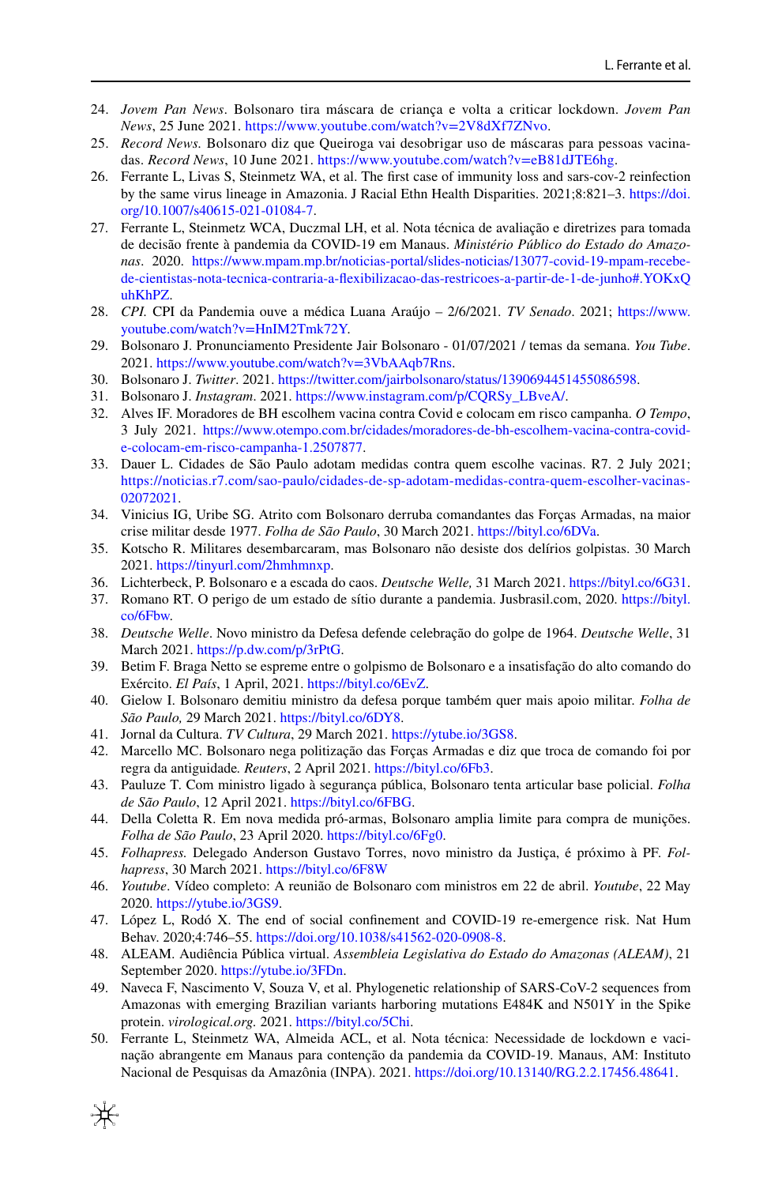24. *Jovem Pan News*. Bolsonaro tira máscara de criança e volta a criticar lockdown. *Jovem Pan News*, 25 June 2021. https://www.youtube.com/watch?v=2V8dXf7ZNvo.
25. *Record News.* Bolsonaro diz que Queiroga vai desobrigar uso de máscaras para pessoas vacinadas. *Record News*, 10 June 2021. https://www.youtube.com/watch?v=eB81dJTE6hg.
26. Ferrante L, Livas S, Steinmetz WA, et al. The first case of immunity loss and sars-cov-2 reinfection by the same virus lineage in Amazonia. J Racial Ethn Health Disparities. 2021;8:821–3. https://doi.org/10.1007/s40615-021-01084-7.
27. Ferrante L, Steinmetz WCA, Duczmal LH, et al. Nota técnica de avaliação e diretrizes para tomada de decisão frente à pandemia da COVID-19 em Manaus. *Ministério Público do Estado do Amazonas*. 2020. https://www.mpam.mp.br/noticias-portal/slides-noticias/13077-covid-19-mpam-recebe-de-cientistas-nota-tecnica-contraria-a-flexibilizacao-das-restricoes-a-partir-de-1-de-junho#.YOKxQuhKhPZ.
28. *CPI.* CPI da Pandemia ouve a médica Luana Araújo – 2/6/2021. *TV Senado*. 2021; https://www.youtube.com/watch?v=HnIM2Tmk72Y.
29. Bolsonaro J. Pronunciamento Presidente Jair Bolsonaro - 01/07/2021 / temas da semana. *You Tube*. 2021. https://www.youtube.com/watch?v=3VbAAqb7Rns.
30. Bolsonaro J. *Twitter*. 2021. https://twitter.com/jairbolsonaro/status/1390694451455086598.
31. Bolsonaro J. *Instagram*. 2021. https://www.instagram.com/p/CQRSy_LBveA/.
32. Alves IF. Moradores de BH escolhem vacina contra Covid e colocam em risco campanha. *O Tempo*, 3 July 2021. https://www.otempo.com.br/cidades/moradores-de-bh-escolhem-vacina-contra-covid-e-colocam-em-risco-campanha-1.2507877.
33. Dauer L. Cidades de São Paulo adotam medidas contra quem escolhe vacinas. R7. 2 July 2021; https://noticias.r7.com/sao-paulo/cidades-de-sp-adotam-medidas-contra-quem-escolher-vacinas-02072021.
34. Vinicius IG, Uribe SG. Atrito com Bolsonaro derruba comandantes das Forças Armadas, na maior crise militar desde 1977. *Folha de São Paulo*, 30 March 2021. https://bityl.co/6DVa.
35. Kotscho R. Militares desembarcaram, mas Bolsonaro não desiste dos delírios golpistas. 30 March 2021. https://tinyurl.com/2hmhmnxp.
36. Lichterbeck, P. Bolsonaro e a escada do caos. *Deutsche Welle,* 31 March 2021. https://bityl.co/6G31.
37. Romano RT. O perigo de um estado de sítio durante a pandemia. Jusbrasil.com, 2020. https://bityl.co/6Fbw.
38. *Deutsche Welle*. Novo ministro da Defesa defende celebração do golpe de 1964. *Deutsche Welle*, 31 March 2021. https://p.dw.com/p/3rPtG.
39. Betim F. Braga Netto se espreme entre o golpismo de Bolsonaro e a insatisfação do alto comando do Exército. *El País*, 1 April, 2021. https://bityl.co/6EvZ.
40. Gielow I. Bolsonaro demitiu ministro da defesa porque também quer mais apoio militar. *Folha de São Paulo,* 29 March 2021. https://bityl.co/6DY8.
41. Jornal da Cultura. *TV Cultura*, 29 March 2021. https://ytube.io/3GS8.
42. Marcello MC. Bolsonaro nega politização das Forças Armadas e diz que troca de comando foi por regra da antiguidade*. Reuters*, 2 April 2021. https://bityl.co/6Fb3.
43. Pauluze T. Com ministro ligado à segurança pública, Bolsonaro tenta articular base policial. *Folha de São Paulo*, 12 April 2021. https://bityl.co/6FBG.
44. Della Coletta R. Em nova medida pró-armas, Bolsonaro amplia limite para compra de munições. *Folha de São Paulo*, 23 April 2020. https://bityl.co/6Fg0.
45. *Folhapress.* Delegado Anderson Gustavo Torres, novo ministro da Justiça, é próximo à PF. *Folhapress*, 30 March 2021. https://bityl.co/6F8W
46. *Youtube*. Vídeo completo: A reunião de Bolsonaro com ministros em 22 de abril. *Youtube*, 22 May 2020. https://ytube.io/3GS9.
47. López L, Rodó X. The end of social confinement and COVID-19 re-emergence risk. Nat Hum Behav. 2020;4:746–55. https://doi.org/10.1038/s41562-020-0908-8.
48. ALEAM. Audiência Pública virtual. *Assembleia Legislativa do Estado do Amazonas (ALEAM)*, 21 September 2020. https://ytube.io/3FDn.
49. Naveca F, Nascimento V, Souza V, et al. Phylogenetic relationship of SARS-CoV-2 sequences from Amazonas with emerging Brazilian variants harboring mutations E484K and N501Y in the Spike protein. *virological.org.* 2021. https://bityl.co/5Chi.
50. Ferrante L, Steinmetz WA, Almeida ACL, et al. Nota técnica: Necessidade de lockdown e vacinação abrangente em Manaus para contenção da pandemia da COVID-19. Manaus, AM: Instituto Nacional de Pesquisas da Amazônia (INPA). 2021. https://doi.org/10.13140/RG.2.2.17456.48641.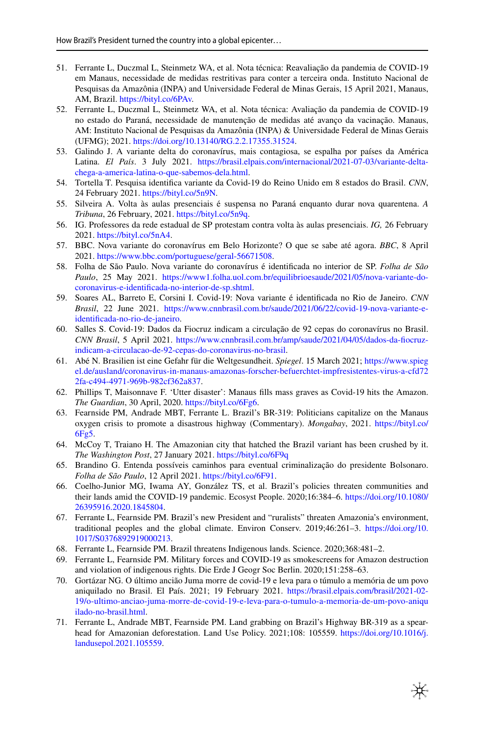51. Ferrante L, Duczmal L, Steinmetz WA, et al. Nota técnica: Reavaliação da pandemia de COVID-19 em Manaus, necessidade de medidas restritivas para conter a terceira onda. Instituto Nacional de Pesquisas da Amazônia (INPA) and Universidade Federal de Minas Gerais, 15 April 2021, Manaus, AM, Brazil. https://bityl.co/6PAv.
52. Ferrante L, Duczmal L, Steinmetz WA, et al. Nota técnica: Avaliação da pandemia de COVID-19 no estado do Paraná, necessidade de manutenção de medidas até avanço da vacinação. Manaus, AM: Instituto Nacional de Pesquisas da Amazônia (INPA) & Universidade Federal de Minas Gerais (UFMG); 2021. https://doi.org/10.13140/RG.2.2.17355.31524.
53. Galindo J. A variante delta do coronavírus, mais contagiosa, se espalha por países da América Latina. *El País*. 3 July 2021. https://brasil.elpais.com/internacional/2021-07-03/variante-delta-chega-a-america-latina-o-que-sabemos-dela.html.
54. Tortella T. Pesquisa identifica variante da Covid-19 do Reino Unido em 8 estados do Brasil. *CNN*, 24 February 2021. https://bityl.co/5n9N.
55. Silveira A. Volta às aulas presenciais é suspensa no Paraná enquanto durar nova quarentena. *A Tribuna*, 26 February, 2021. https://bityl.co/5n9q.
56. IG. Professores da rede estadual de SP protestam contra volta às aulas presenciais. *IG,* 26 February 2021. https://bityl.co/5nA4.
57. BBC. Nova variante do coronavírus em Belo Horizonte? O que se sabe até agora. *BBC*, 8 April 2021. https://www.bbc.com/portuguese/geral-56671508.
58. Folha de São Paulo. Nova variante do coronavírus é identificada no interior de SP. *Folha de São Paulo*, 25 May 2021. https://www1.folha.uol.com.br/equilibrioesaude/2021/05/nova-variante-do-coronavirus-e-identificada-no-interior-de-sp.shtml.
59. Soares AL, Barreto E, Corsini I. Covid-19: Nova variante é identificada no Rio de Janeiro. *CNN Brasil*, 22 June 2021. https://www.cnnbrasil.com.br/saude/2021/06/22/covid-19-nova-variante-e-identificada-no-rio-de-janeiro.
60. Salles S. Covid-19: Dados da Fiocruz indicam a circulação de 92 cepas do coronavírus no Brasil. *CNN Brasil*, 5 April 2021. https://www.cnnbrasil.com.br/amp/saude/2021/04/05/dados-da-fiocruz-indicam-a-circulacao-de-92-cepas-do-coronavirus-no-brasil.
61. Abé N. Brasilien ist eine Gefahr für die Weltgesundheit. *Spiegel*. 15 March 2021; https://www.spiegel.de/ausland/coronavirus-in-manaus-amazonas-forscher-befuerchtet-impfresistentes-virus-a-cfd722fa-c494-4971-969b-982cf362a837.
62. Phillips T, Maisonnave F. 'Utter disaster': Manaus fills mass graves as Covid-19 hits the Amazon. *The Guardian*, 30 April, 2020. https://bityl.co/6Fg6.
63. Fearnside PM, Andrade MBT, Ferrante L. Brazil's BR-319: Politicians capitalize on the Manaus oxygen crisis to promote a disastrous highway (Commentary). *Mongabay*, 2021. https://bityl.co/6Fg5.
64. McCoy T, Traiano H. The Amazonian city that hatched the Brazil variant has been crushed by it. *The Washington Post*, 27 January 2021. https://bityl.co/6F9q
65. Brandino G. Entenda possíveis caminhos para eventual criminalização do presidente Bolsonaro. *Folha de São Paulo*, 12 April 2021. https://bityl.co/6F91.
66. Coelho-Junior MG, Iwama AY, González TS, et al. Brazil's policies threaten communities and their lands amid the COVID-19 pandemic. Ecosyst People. 2020;16:384–6. https://doi.org/10.1080/26395916.2020.1845804.
67. Ferrante L, Fearnside PM. Brazil's new President and "ruralists" threaten Amazonia's environment, traditional peoples and the global climate. Environ Conserv. 2019;46:261–3. https://doi.org/10.1017/S0376892919000213.
68. Ferrante L, Fearnside PM. Brazil threatens Indigenous lands. Science. 2020;368:481–2.
69. Ferrante L, Fearnside PM. Military forces and COVID-19 as smokescreens for Amazon destruction and violation of indigenous rights. Die Erde J Geogr Soc Berlin. 2020;151:258–63.
70. Gortázar NG. O último ancião Juma morre de covid-19 e leva para o túmulo a memória de um povo aniquilado no Brasil. El País. 2021; 19 February 2021. https://brasil.elpais.com/brasil/2021-02-19/o-ultimo-anciao-juma-morre-de-covid-19-e-leva-para-o-tumulo-a-memoria-de-um-povo-aniquilado-no-brasil.html.
71. Ferrante L, Andrade MBT, Fearnside PM. Land grabbing on Brazil's Highway BR-319 as a spearhead for Amazonian deforestation. Land Use Policy. 2021;108: 105559. https://doi.org/10.1016/j.landusepol.2021.105559.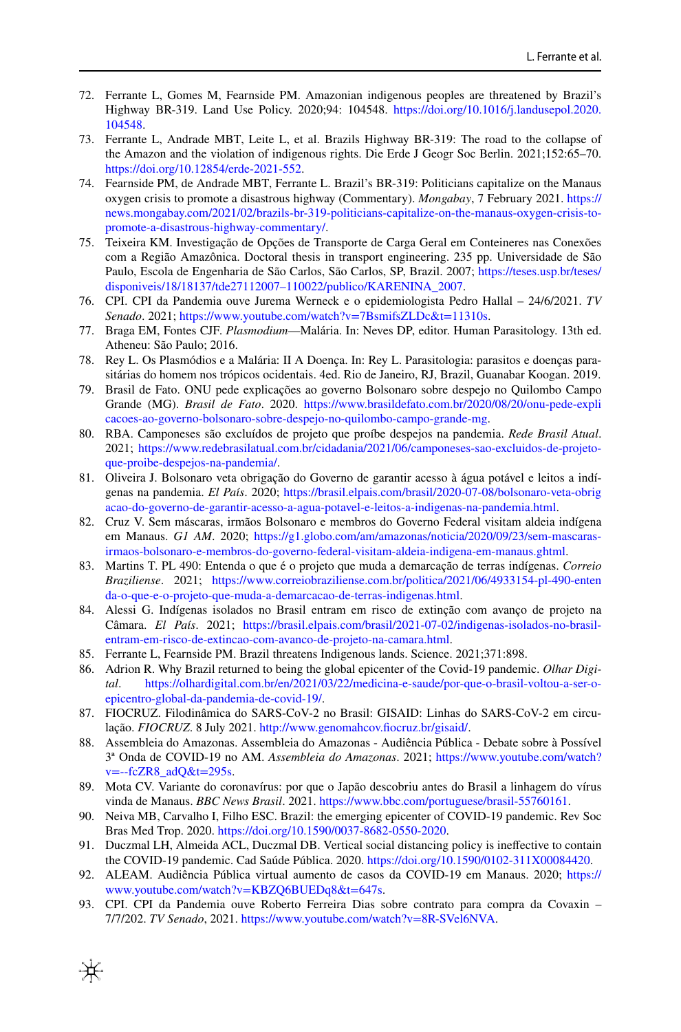72. Ferrante L, Gomes M, Fearnside PM. Amazonian indigenous peoples are threatened by Brazil's Highway BR-319. Land Use Policy. 2020;94: 104548. https://doi.org/10.1016/j.landusepol.2020.104548.
73. Ferrante L, Andrade MBT, Leite L, et al. Brazils Highway BR-319: The road to the collapse of the Amazon and the violation of indigenous rights. Die Erde J Geogr Soc Berlin. 2021;152:65–70. https://doi.org/10.12854/erde-2021-552.
74. Fearnside PM, de Andrade MBT, Ferrante L. Brazil's BR-319: Politicians capitalize on the Manaus oxygen crisis to promote a disastrous highway (Commentary). *Mongabay*, 7 February 2021. https://news.mongabay.com/2021/02/brazils-br-319-politicians-capitalize-on-the-manaus-oxygen-crisis-to-promote-a-disastrous-highway-commentary/.
75. Teixeira KM. Investigação de Opções de Transporte de Carga Geral em Conteineres nas Conexões com a Região Amazônica. Doctoral thesis in transport engineering. 235 pp. Universidade de São Paulo, Escola de Engenharia de São Carlos, São Carlos, SP, Brazil. 2007; https://teses.usp.br/teses/disponiveis/18/18137/tde27112007–110022/publico/KARENINA_2007.
76. CPI. CPI da Pandemia ouve Jurema Werneck e o epidemiologista Pedro Hallal – 24/6/2021. *TV Senado*. 2021; https://www.youtube.com/watch?v=7BsmifsZLDc&t=11310s.
77. Braga EM, Fontes CJF. *Plasmodium*—Malária. In: Neves DP, editor. Human Parasitology. 13th ed. Atheneu: São Paulo; 2016.
78. Rey L. Os Plasmódios e a Malária: II A Doença. In: Rey L. Parasitologia: parasitos e doenças parasitárias do homem nos trópicos ocidentais. 4ed. Rio de Janeiro, RJ, Brazil, Guanabar Koogan. 2019.
79. Brasil de Fato. ONU pede explicações ao governo Bolsonaro sobre despejo no Quilombo Campo Grande (MG). *Brasil de Fato*. 2020. https://www.brasildefato.com.br/2020/08/20/onu-pede-explicacoes-ao-governo-bolsonaro-sobre-despejo-no-quilombo-campo-grande-mg.
80. RBA. Camponeses são excluídos de projeto que proíbe despejos na pandemia. *Rede Brasil Atual*. 2021; https://www.redebrasilatual.com.br/cidadania/2021/06/camponeses-sao-excluidos-de-projeto-que-proibe-despejos-na-pandemia/.
81. Oliveira J. Bolsonaro veta obrigação do Governo de garantir acesso à água potável e leitos a indígenas na pandemia. *El País*. 2020; https://brasil.elpais.com/brasil/2020-07-08/bolsonaro-veta-obrigacao-do-governo-de-garantir-acesso-a-agua-potavel-e-leitos-a-indigenas-na-pandemia.html.
82. Cruz V. Sem máscaras, irmãos Bolsonaro e membros do Governo Federal visitam aldeia indígena em Manaus. *G1 AM*. 2020; https://g1.globo.com/am/amazonas/noticia/2020/09/23/sem-mascaras-irmaos-bolsonaro-e-membros-do-governo-federal-visitam-aldeia-indigena-em-manaus.ghtml.
83. Martins T. PL 490: Entenda o que é o projeto que muda a demarcação de terras indígenas. *Correio Braziliense*. 2021; https://www.correiobraziliense.com.br/politica/2021/06/4933154-pl-490-entenda-o-que-e-o-projeto-que-muda-a-demarcacao-de-terras-indigenas.html.
84. Alessi G. Indígenas isolados no Brasil entram em risco de extinção com avanço de projeto na Câmara. *El País*. 2021; https://brasil.elpais.com/brasil/2021-07-02/indigenas-isolados-no-brasil-entram-em-risco-de-extincao-com-avanco-de-projeto-na-camara.html.
85. Ferrante L, Fearnside PM. Brazil threatens Indigenous lands. Science. 2021;371:898.
86. Adrion R. Why Brazil returned to being the global epicenter of the Covid-19 pandemic. *Olhar Digital*. https://olhardigital.com.br/en/2021/03/22/medicina-e-saude/por-que-o-brasil-voltou-a-ser-o-epicentro-global-da-pandemia-de-covid-19/.
87. FIOCRUZ. Filodinâmica do SARS-CoV-2 no Brasil: GISAID: Linhas do SARS-CoV-2 em circulação. *FIOCRUZ*. 8 July 2021. http://www.genomahcov.fiocruz.br/gisaid/.
88. Assembleia do Amazonas. Assembleia do Amazonas - Audiência Pública - Debate sobre à Possível 3ª Onda de COVID-19 no AM. *Assembleia do Amazonas*. 2021; https://www.youtube.com/watch?v=--fcZR8_adQ&t=295s.
89. Mota CV. Variante do coronavírus: por que o Japão descobriu antes do Brasil a linhagem do vírus vinda de Manaus. *BBC News Brasil*. 2021. https://www.bbc.com/portuguese/brasil-55760161.
90. Neiva MB, Carvalho I, Filho ESC. Brazil: the emerging epicenter of COVID-19 pandemic. Rev Soc Bras Med Trop. 2020. https://doi.org/10.1590/0037-8682-0550-2020.
91. Duczmal LH, Almeida ACL, Duczmal DB. Vertical social distancing policy is ineffective to contain the COVID-19 pandemic. Cad Saúde Pública. 2020. https://doi.org/10.1590/0102-311X00084420.
92. ALEAM. Audiência Pública virtual aumento de casos da COVID-19 em Manaus. 2020; https://www.youtube.com/watch?v=KBZQ6BUEDq8&t=647s.
93. CPI. CPI da Pandemia ouve Roberto Ferreira Dias sobre contrato para compra da Covaxin – 7/7/202. *TV Senado*, 2021. https://www.youtube.com/watch?v=8R-SVel6NVA.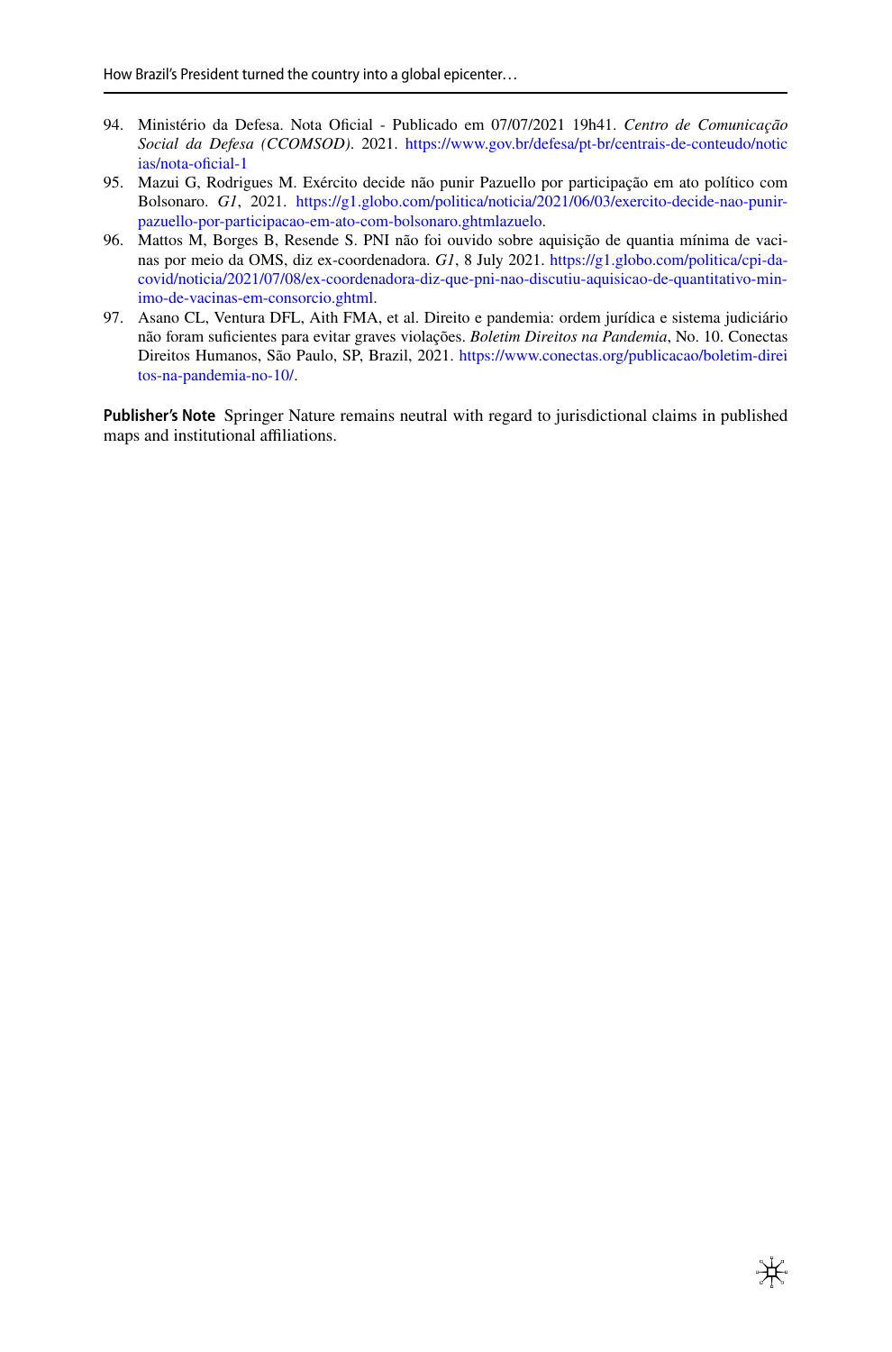94. Ministério da Defesa. Nota Oficial - Publicado em 07/07/2021 19h41. *Centro de Comunicação Social da Defesa (CCOMSOD)*. 2021. https://www.gov.br/defesa/pt-br/centrais-de-conteudo/noticias/nota-oficial-1
95. Mazui G, Rodrigues M. Exército decide não punir Pazuello por participação em ato político com Bolsonaro. *G1*, 2021. https://g1.globo.com/politica/noticia/2021/06/03/exercito-decide-nao-punir-pazuello-por-participacao-em-ato-com-bolsonaro.ghtmlazuelo.
96. Mattos M, Borges B, Resende S. PNI não foi ouvido sobre aquisição de quantia mínima de vacinas por meio da OMS, diz ex-coordenadora. *G1*, 8 July 2021. https://g1.globo.com/politica/cpi-da-covid/noticia/2021/07/08/ex-coordenadora-diz-que-pni-nao-discutiu-aquisicao-de-quantitativo-minimo-de-vacinas-em-consorcio.ghtml.
97. Asano CL, Ventura DFL, Aith FMA, et al. Direito e pandemia: ordem jurídica e sistema judiciário não foram suficientes para evitar graves violações. *Boletim Direitos na Pandemia*, No. 10. Conectas Direitos Humanos, São Paulo, SP, Brazil, 2021. https://www.conectas.org/publicacao/boletim-direitos-na-pandemia-no-10/.

**Publisher's Note** Springer Nature remains neutral with regard to jurisdictional claims in published maps and institutional affiliations.